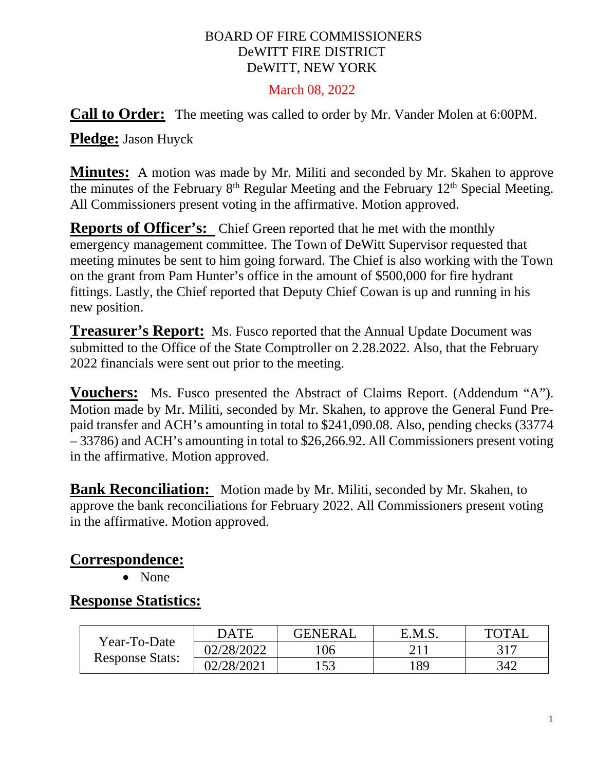BOARD OF FIRE COMMISSIONERS
DeWITT FIRE DISTRICT
DeWITT, NEW YORK

March 08, 2022

**Call to Order:** The meeting was called to order by Mr. Vander Molen at 6:00PM.

**Pledge:** Jason Huyck

**Minutes:** A motion was made by Mr. Militi and seconded by Mr. Skahen to approve the minutes of the February 8th Regular Meeting and the February 12th Special Meeting. All Commissioners present voting in the affirmative. Motion approved.

**Reports of Officer's:** Chief Green reported that he met with the monthly emergency management committee. The Town of DeWitt Supervisor requested that meeting minutes be sent to him going forward. The Chief is also working with the Town on the grant from Pam Hunter's office in the amount of $500,000 for fire hydrant fittings. Lastly, the Chief reported that Deputy Chief Cowan is up and running in his new position.

**Treasurer's Report:** Ms. Fusco reported that the Annual Update Document was submitted to the Office of the State Comptroller on 2.28.2022. Also, that the February 2022 financials were sent out prior to the meeting.

**Vouchers:** Ms. Fusco presented the Abstract of Claims Report. (Addendum "A"). Motion made by Mr. Militi, seconded by Mr. Skahen, to approve the General Fund Pre-paid transfer and ACH's amounting in total to $241,090.08. Also, pending checks (33774 – 33786) and ACH's amounting in total to $26,266.92. All Commissioners present voting in the affirmative. Motion approved.

**Bank Reconciliation:** Motion made by Mr. Militi, seconded by Mr. Skahen, to approve the bank reconciliations for February 2022. All Commissioners present voting in the affirmative. Motion approved.

## Correspondence:

- None

## Response Statistics:

| | DATE | GENERAL | E.M.S. | TOTAL |
|---|---|---|---|---|
| Year-To-Date Response Stats: | 02/28/2022 | 106 | 211 | 317 |
| | 02/28/2021 | 153 | 189 | 342 |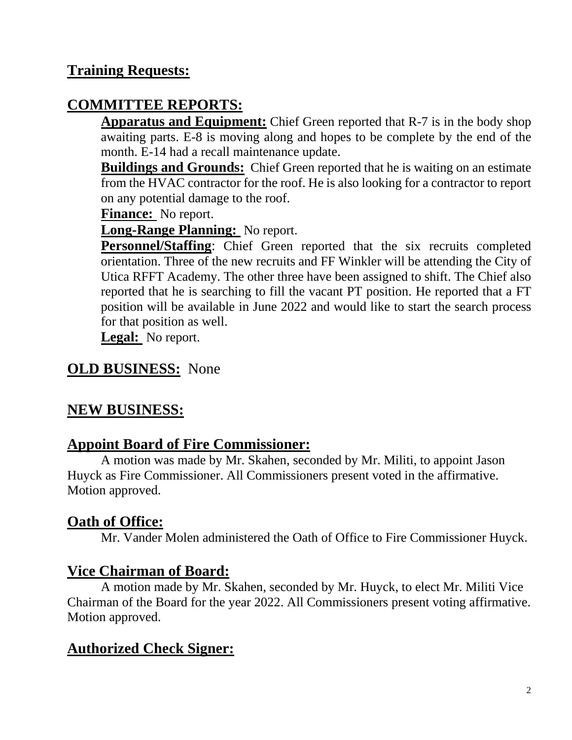## **Training Requests:**

## **COMMITTEE REPORTS:**

**Apparatus and Equipment:** Chief Green reported that R-7 is in the body shop awaiting parts. E-8 is moving along and hopes to be complete by the end of the month. E-14 had a recall maintenance update.

**Buildings and Grounds:** Chief Green reported that he is waiting on an estimate from the HVAC contractor for the roof. He is also looking for a contractor to report on any potential damage to the roof.

**Finance:** No report.

**Long-Range Planning:** No report.

**Personnel/Staffing**: Chief Green reported that the six recruits completed orientation. Three of the new recruits and FF Winkler will be attending the City of Utica RFFT Academy. The other three have been assigned to shift. The Chief also reported that he is searching to fill the vacant PT position. He reported that a FT position will be available in June 2022 and would like to start the search process for that position as well.

**Legal:** No report.

## **OLD BUSINESS:** None

## **NEW BUSINESS:**

## **Appoint Board of Fire Commissioner:**

A motion was made by Mr. Skahen, seconded by Mr. Militi, to appoint Jason Huyck as Fire Commissioner. All Commissioners present voted in the affirmative. Motion approved.

## **Oath of Office:**

Mr. Vander Molen administered the Oath of Office to Fire Commissioner Huyck.

## **Vice Chairman of Board:**

A motion made by Mr. Skahen, seconded by Mr. Huyck, to elect Mr. Militi Vice Chairman of the Board for the year 2022. All Commissioners present voting affirmative. Motion approved.

## **Authorized Check Signer:**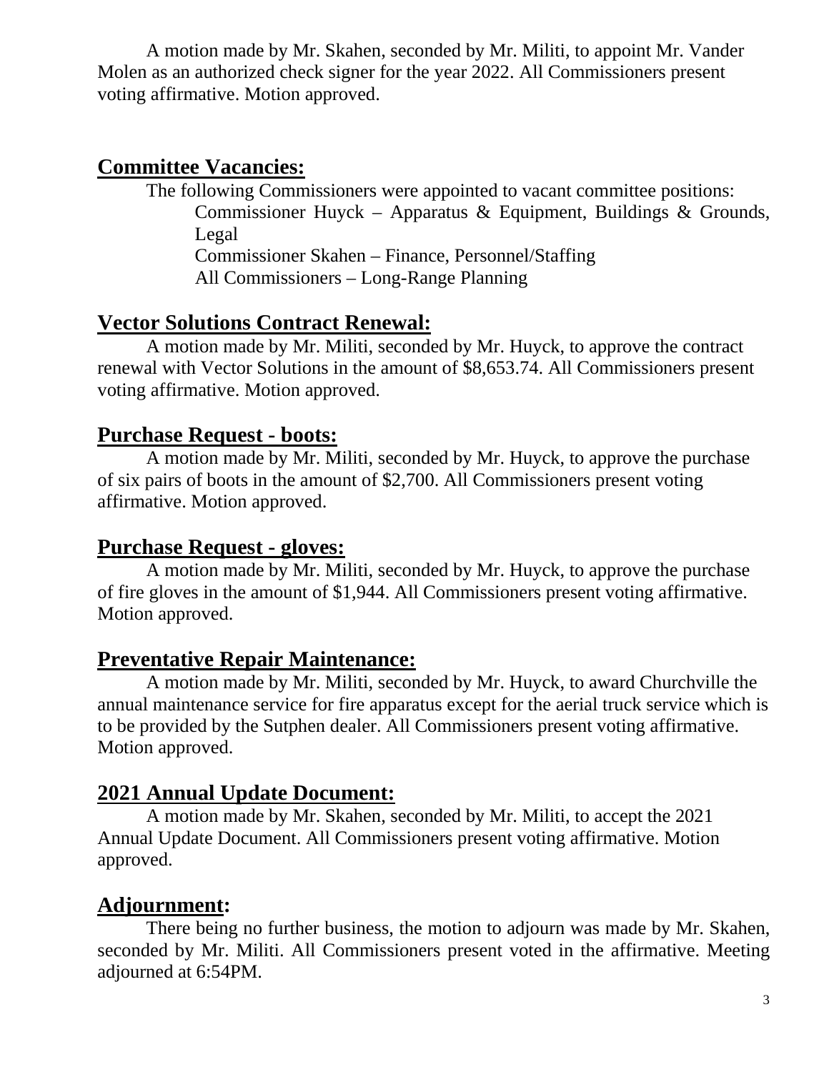A motion made by Mr. Skahen, seconded by Mr. Militi, to appoint Mr. Vander Molen as an authorized check signer for the year 2022. All Commissioners present voting affirmative. Motion approved.

## Committee Vacancies:

The following Commissioners were appointed to vacant committee positions:

Commissioner Huyck – Apparatus & Equipment, Buildings & Grounds, Legal

Commissioner Skahen – Finance, Personnel/Staffing

All Commissioners – Long-Range Planning

## Vector Solutions Contract Renewal:

A motion made by Mr. Militi, seconded by Mr. Huyck, to approve the contract renewal with Vector Solutions in the amount of $8,653.74. All Commissioners present voting affirmative. Motion approved.

## Purchase Request - boots:

A motion made by Mr. Militi, seconded by Mr. Huyck, to approve the purchase of six pairs of boots in the amount of $2,700. All Commissioners present voting affirmative. Motion approved.

## Purchase Request - gloves:

A motion made by Mr. Militi, seconded by Mr. Huyck, to approve the purchase of fire gloves in the amount of $1,944. All Commissioners present voting affirmative. Motion approved.

## Preventative Repair Maintenance:

A motion made by Mr. Militi, seconded by Mr. Huyck, to award Churchville the annual maintenance service for fire apparatus except for the aerial truck service which is to be provided by the Sutphen dealer. All Commissioners present voting affirmative. Motion approved.

## 2021 Annual Update Document:

A motion made by Mr. Skahen, seconded by Mr. Militi, to accept the 2021 Annual Update Document. All Commissioners present voting affirmative. Motion approved.

## Adjournment:

There being no further business, the motion to adjourn was made by Mr. Skahen, seconded by Mr. Militi. All Commissioners present voted in the affirmative. Meeting adjourned at 6:54PM.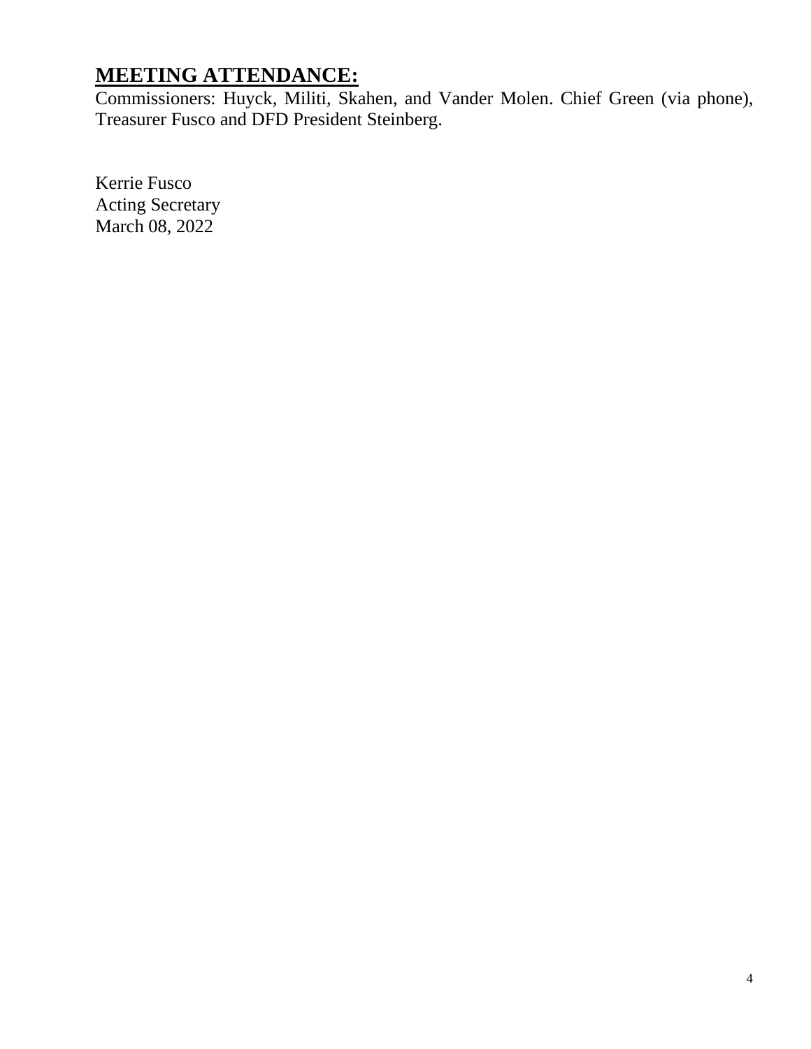## MEETING ATTENDANCE:

Commissioners: Huyck, Militi, Skahen, and Vander Molen. Chief Green (via phone), Treasurer Fusco and DFD President Steinberg.

Kerrie Fusco
Acting Secretary
March 08, 2022